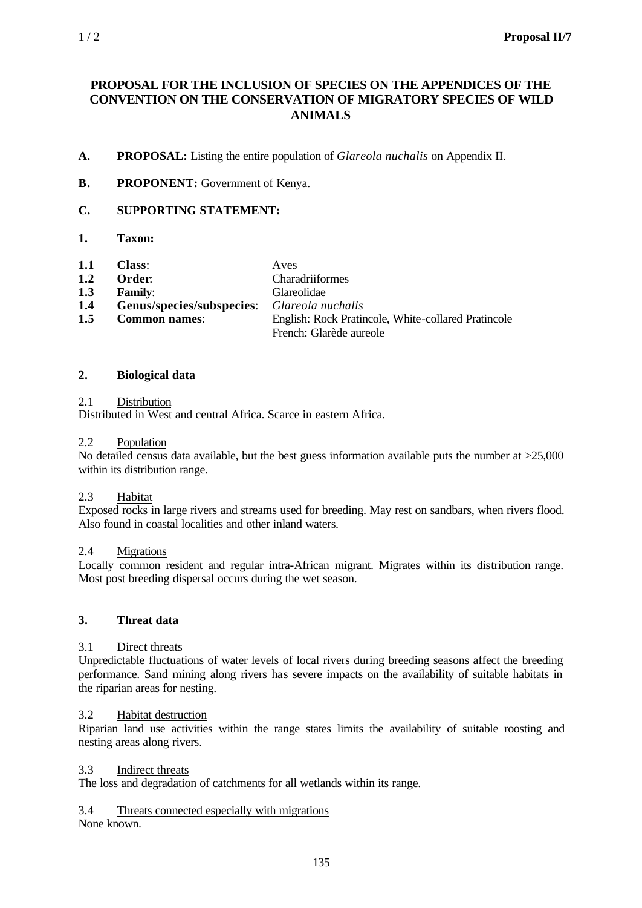# PROPOSAL FOR THE INCLUSION OF SPECIES ON THE APPENDICES OF THE CONVENTION ON THE CONSERVATION OF MIGRATORY SPECIES OF WILD ANIMALS

**A. PROPOSAL:** Listing the entire population of *Glareola nuchalis* on Appendix II.

**B. PROPONENT:** Government of Kenya.

**C. SUPPORTING STATEMENT:**

**1. Taxon:**

| | | |
|---|---|---|
| **1.1** | **Class**: | Aves |
| **1.2** | **Order**: | Charadriiformes |
| **1.3** | **Family**: | Glareolidae |
| **1.4** | **Genus/species/subspecies**: | *Glareola nuchalis* |
| **1.5** | **Common names**: | English: Rock Pratincole, White-collared Pratincole<br>French: Glarède aureole |

## 2. Biological data

2.1 Distribution

Distributed in West and central Africa. Scarce in eastern Africa.

2.2 Population

No detailed census data available, but the best guess information available puts the number at >25,000 within its distribution range.

2.3 Habitat

Exposed rocks in large rivers and streams used for breeding. May rest on sandbars, when rivers flood. Also found in coastal localities and other inland waters.

2.4 Migrations

Locally common resident and regular intra-African migrant. Migrates within its distribution range. Most post breeding dispersal occurs during the wet season.

## 3. Threat data

3.1 Direct threats

Unpredictable fluctuations of water levels of local rivers during breeding seasons affect the breeding performance. Sand mining along rivers has severe impacts on the availability of suitable habitats in the riparian areas for nesting.

3.2 Habitat destruction

Riparian land use activities within the range states limits the availability of suitable roosting and nesting areas along rivers.

3.3 Indirect threats

The loss and degradation of catchments for all wetlands within its range.

3.4 Threats connected especially with migrations

None known.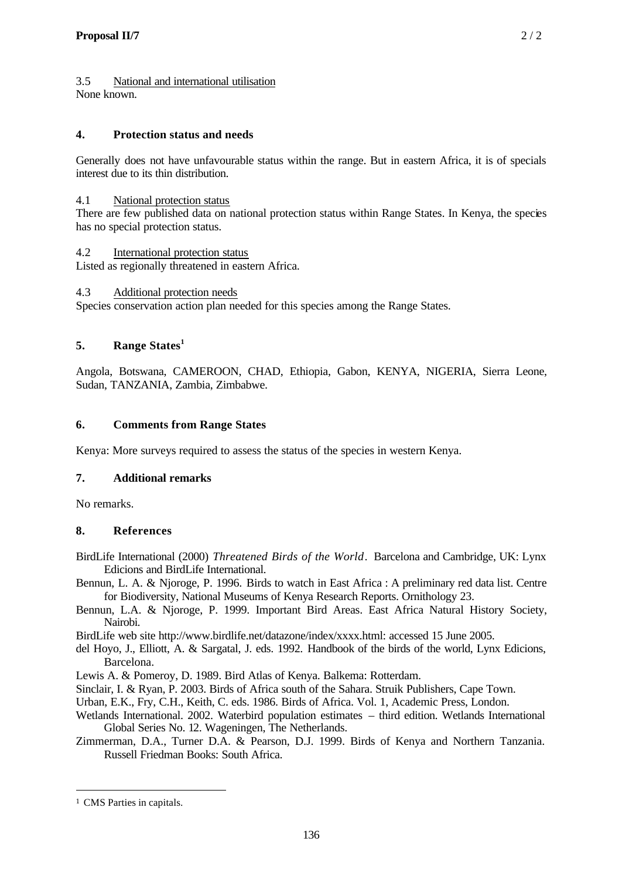3.5 National and international utilisation

None known.

## 4. Protection status and needs

Generally does not have unfavourable status within the range. But in eastern Africa, it is of specials interest due to its thin distribution.

4.1 National protection status

There are few published data on national protection status within Range States. In Kenya, the species has no special protection status.

4.2 International protection status

Listed as regionally threatened in eastern Africa.

4.3 Additional protection needs

Species conservation action plan needed for this species among the Range States.

## 5. Range States[1]

Angola, Botswana, CAMEROON, CHAD, Ethiopia, Gabon, KENYA, NIGERIA, Sierra Leone, Sudan, TANZANIA, Zambia, Zimbabwe.

## 6. Comments from Range States

Kenya: More surveys required to assess the status of the species in western Kenya.

## 7. Additional remarks

No remarks.

## 8. References

BirdLife International (2000) *Threatened Birds of the World*. Barcelona and Cambridge, UK: Lynx Edicions and BirdLife International.

Bennun, L. A. & Njoroge, P. 1996. Birds to watch in East Africa : A preliminary red data list. Centre for Biodiversity, National Museums of Kenya Research Reports. Ornithology 23.

Bennun, L.A. & Njoroge, P. 1999. Important Bird Areas. East Africa Natural History Society, Nairobi.

BirdLife web site http://www.birdlife.net/datazone/index/xxxx.html: accessed 15 June 2005.

del Hoyo, J., Elliott, A. & Sargatal, J. eds. 1992. Handbook of the birds of the world, Lynx Edicions, Barcelona.

Lewis A. & Pomeroy, D. 1989. Bird Atlas of Kenya. Balkema: Rotterdam.

Sinclair, I. & Ryan, P. 2003. Birds of Africa south of the Sahara. Struik Publishers, Cape Town.

Urban, E.K., Fry, C.H., Keith, C. eds. 1986. Birds of Africa. Vol. 1, Academic Press, London.

Wetlands International. 2002. Waterbird population estimates – third edition. Wetlands International Global Series No. 12. Wageningen, The Netherlands.

Zimmerman, D.A., Turner D.A. & Pearson, D.J. 1999. Birds of Kenya and Northern Tanzania. Russell Friedman Books: South Africa.

---

[1] CMS Parties in capitals.